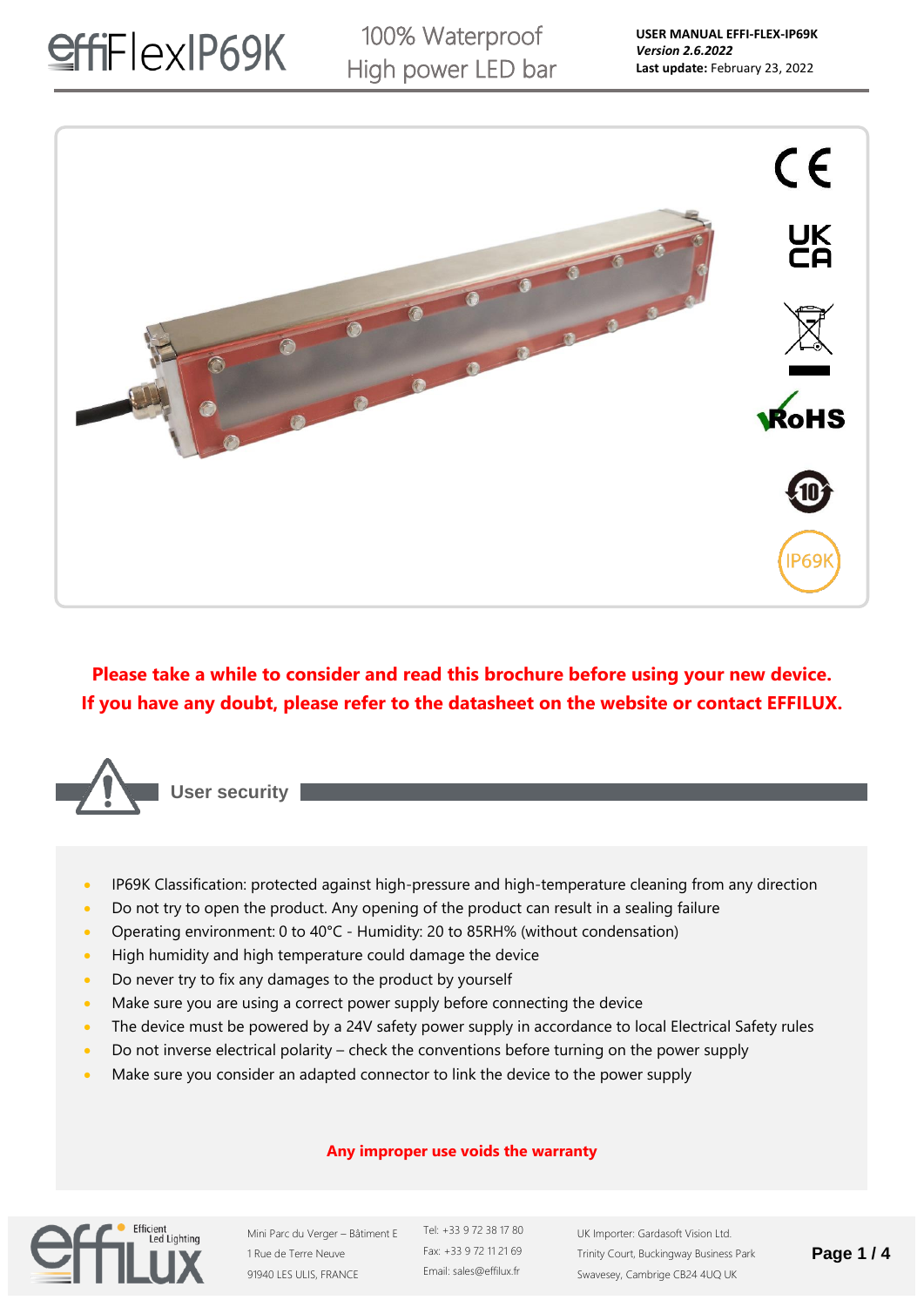# effiFlexIP69K

100% Waterproof
High power LED bar

**USER MANUAL EFFI-FLEX-IP69K**
***Version 2.6.2022***
**Last update:** February 23, 2022

**Please take a while to consider and read this brochure before using your new device.**
**If you have any doubt, please refer to the datasheet on the website or contact EFFILUX.**

## User security

- IP69K Classification: protected against high-pressure and high-temperature cleaning from any direction
- Do not try to open the product. Any opening of the product can result in a sealing failure
- Operating environment: 0 to 40°C - Humidity: 20 to 85RH% (without condensation)
- High humidity and high temperature could damage the device
- Do never try to fix any damages to the product by yourself
- Make sure you are using a correct power supply before connecting the device
- The device must be powered by a 24V safety power supply in accordance to local Electrical Safety rules
- Do not inverse electrical polarity – check the conventions before turning on the power supply
- Make sure you consider an adapted connector to link the device to the power supply

**Any improper use voids the warranty**

Mini Parc du Verger – Bâtiment E
1 Rue de Terre Neuve
91940 LES ULIS, FRANCE

Tel: +33 9 72 38 17 80
Fax: +33 9 72 11 21 69
Email: sales@effilux.fr

UK Importer: Gardasoft Vision Ltd.
Trinity Court, Buckingway Business Park
Swavesey, Cambrige CB24 4UQ UK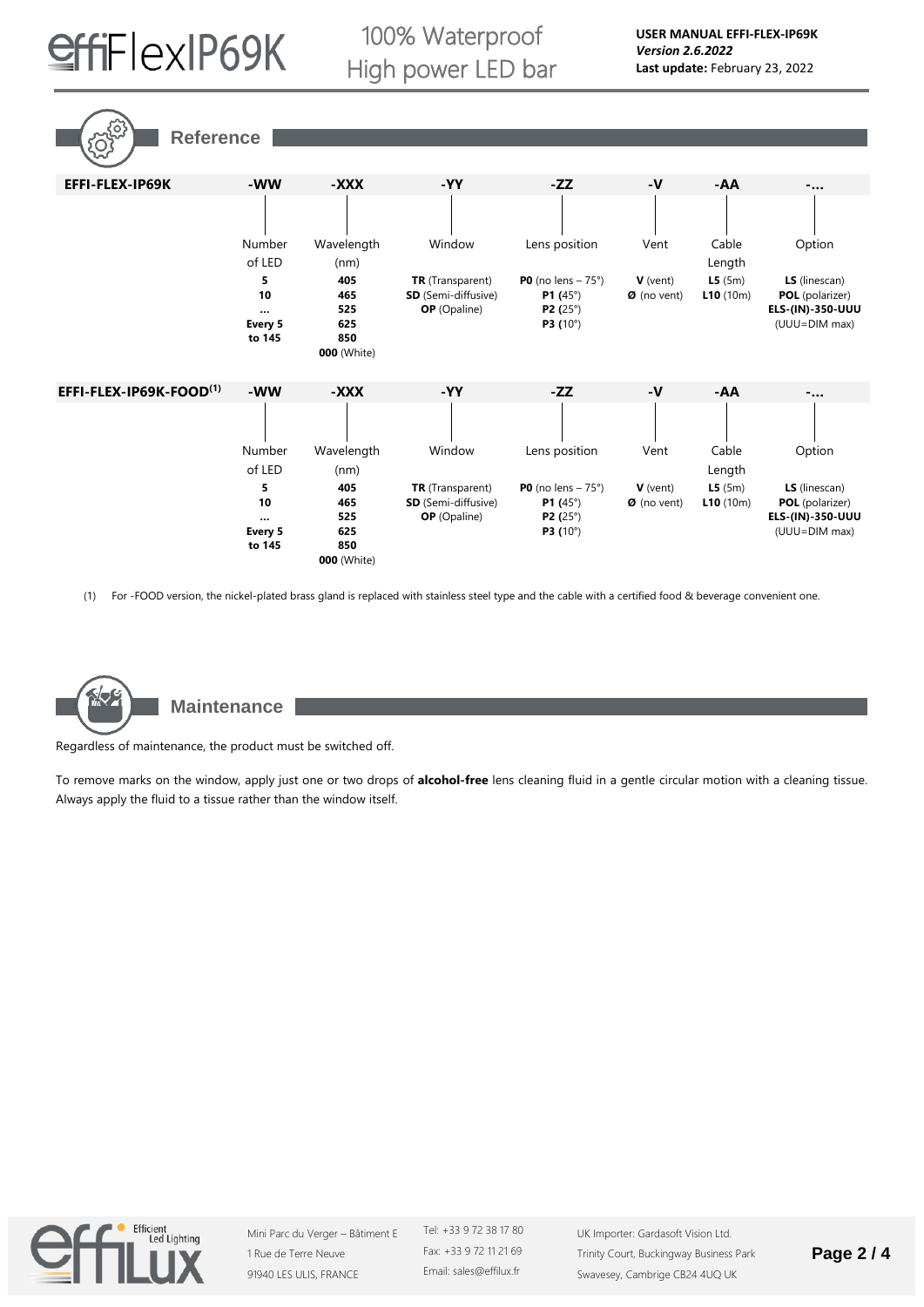## Reference

| EFFI-FLEX-IP69K | -WW | -XXX | -YY | -ZZ | -V | -AA | -... |
|---|---|---|---|---|---|---|---|
| | Number of LED | Wavelength (nm) | Window | Lens position | Vent | Cable Length | Option |
| | **5**<br>**10**<br>**...**<br>**Every 5 to 145** | **405**<br>**465**<br>**525**<br>**625**<br>**850**<br>**000** (White) | **TR** (Transparent)<br>**SD** (Semi-diffusive)<br>**OP** (Opaline) | **P0** (no lens – 75°)<br>**P1** (45°)<br>**P2** (25°)<br>**P3** (10°) | **V** (vent)<br>**Ø** (no vent) | **L5** (5m)<br>**L10** (10m) | **LS** (linescan)<br>**POL** (polarizer)<br>**ELS-(IN)-350-UUU** (UUU=DIM max) |

| EFFI-FLEX-IP69K-FOOD(1) | -WW | -XXX | -YY | -ZZ | -V | -AA | -... |
|---|---|---|---|---|---|---|---|
| | Number of LED | Wavelength (nm) | Window | Lens position | Vent | Cable Length | Option |
| | **5**<br>**10**<br>**...**<br>**Every 5 to 145** | **405**<br>**465**<br>**525**<br>**625**<br>**850**<br>**000** (White) | **TR** (Transparent)<br>**SD** (Semi-diffusive)<br>**OP** (Opaline) | **P0** (no lens – 75°)<br>**P1** (45°)<br>**P2** (25°)<br>**P3** (10°) | **V** (vent)<br>**Ø** (no vent) | **L5** (5m)<br>**L10** (10m) | **LS** (linescan)<br>**POL** (polarizer)<br>**ELS-(IN)-350-UUU** (UUU=DIM max) |

(1) For -FOOD version, the nickel-plated brass gland is replaced with stainless steel type and the cable with a certified food & beverage convenient one.

## Maintenance

Regardless of maintenance, the product must be switched off.

To remove marks on the window, apply just one or two drops of **alcohol-free** lens cleaning fluid in a gentle circular motion with a cleaning tissue. Always apply the fluid to a tissue rather than the window itself.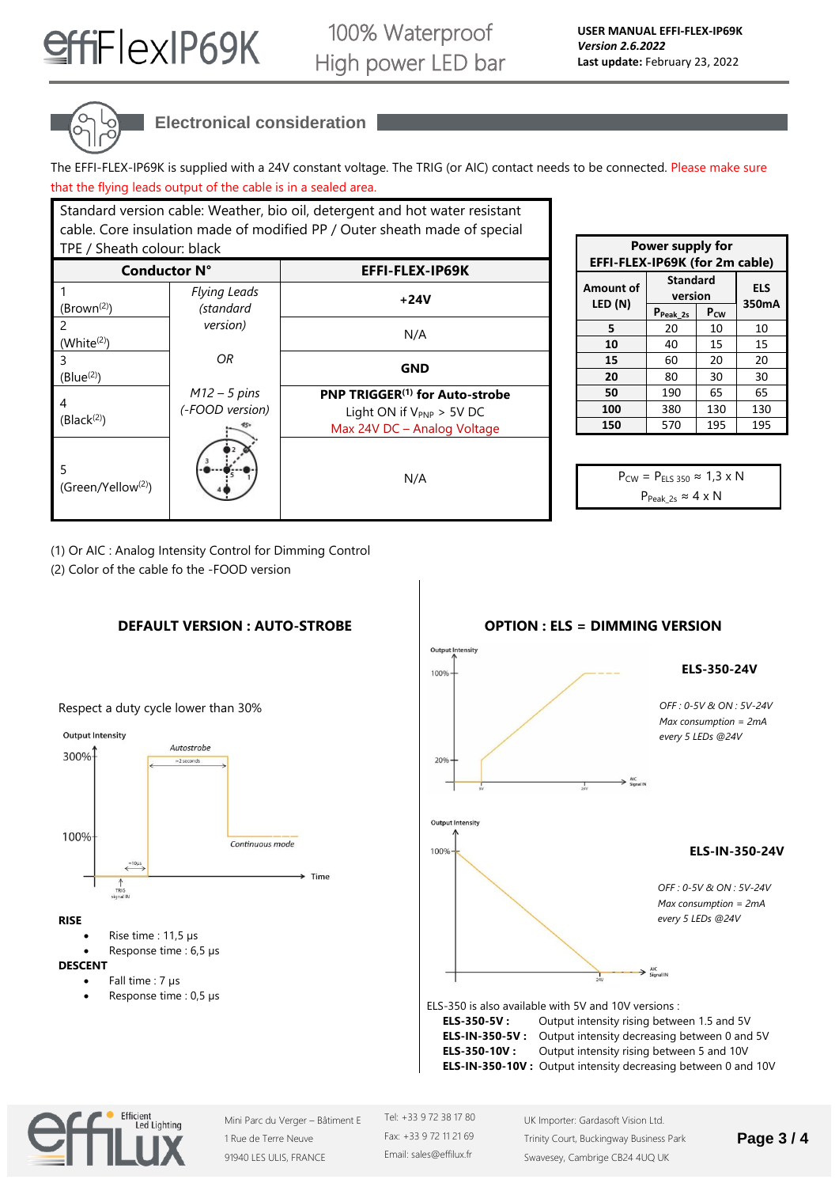## Electronical consideration

The EFFI-FLEX-IP69K is supplied with a 24V constant voltage. The TRIG (or AIC) contact needs to be connected. Please make sure that the flying leads output of the cable is in a sealed area.

Standard version cable: Weather, bio oil, detergent and hot water resistant cable. Core insulation made of modified PP / Outer sheath made of special TPE / Sheath colour: black

| Conductor N° | | EFFI-FLEX-IP69K |
|---|---|---|
| 1 (Brown[2]) | *Flying Leads (standard version)* | **+24V** |
| 2 (White[2]) | | N/A |
| 3 (Blue[2]) | *OR* | **GND** |
| 4 (Black[2]) | *M12 – 5 pins (-FOOD version)* | **PNP TRIGGER[1] for Auto-strobe** Light ON if $V_{PNP}$ > 5V DC Max 24V DC – Analog Voltage |
| 5 (Green/Yellow[2]) | | N/A |

| Power supply for EFFI-FLEX-IP69K (for 2m cable) | | | |
|---|---|---|---|
| Amount of LED (N) | Standard version | | ELS 350mA |
| | $P_{Peak\_2s}$ | $P_{CW}$ | |
| **5** | 20 | 10 | 10 |
| **10** | 40 | 15 | 15 |
| **15** | 60 | 20 | 20 |
| **20** | 80 | 30 | 30 |
| **50** | 190 | 65 | 65 |
| **100** | 380 | 130 | 130 |
| **150** | 570 | 195 | 195 |

$P_{CW} = P_{ELS\ 350} \approx 1{,}3 \times N$

$P_{Peak\_2s} \approx 4 \times N$

(1) Or AIC : Analog Intensity Control for Dimming Control
(2) Color of the cable fo the -FOOD version

### DEFAULT VERSION : AUTO-STROBE

Respect a duty cycle lower than 30%

**RISE**

- Rise time : 11,5 µs
- Response time : 6,5 µs

**DESCENT**

- Fall time : 7 µs
- Response time : 0,5 µs

### OPTION : ELS = DIMMING VERSION

**ELS-350-24V**

*OFF : 0-5V & ON : 5V-24V*
*Max consumption = 2mA every 5 LEDs @24V*

**ELS-IN-350-24V**

*OFF : 0-5V & ON : 5V-24V*
*Max consumption = 2mA every 5 LEDs @24V*

ELS-350 is also available with 5V and 10V versions :

- **ELS-350-5V :** Output intensity rising between 1.5 and 5V
- **ELS-IN-350-5V :** Output intensity decreasing between 0 and 5V
- **ELS-350-10V :** Output intensity rising between 5 and 10V
- **ELS-IN-350-10V :** Output intensity decreasing between 0 and 10V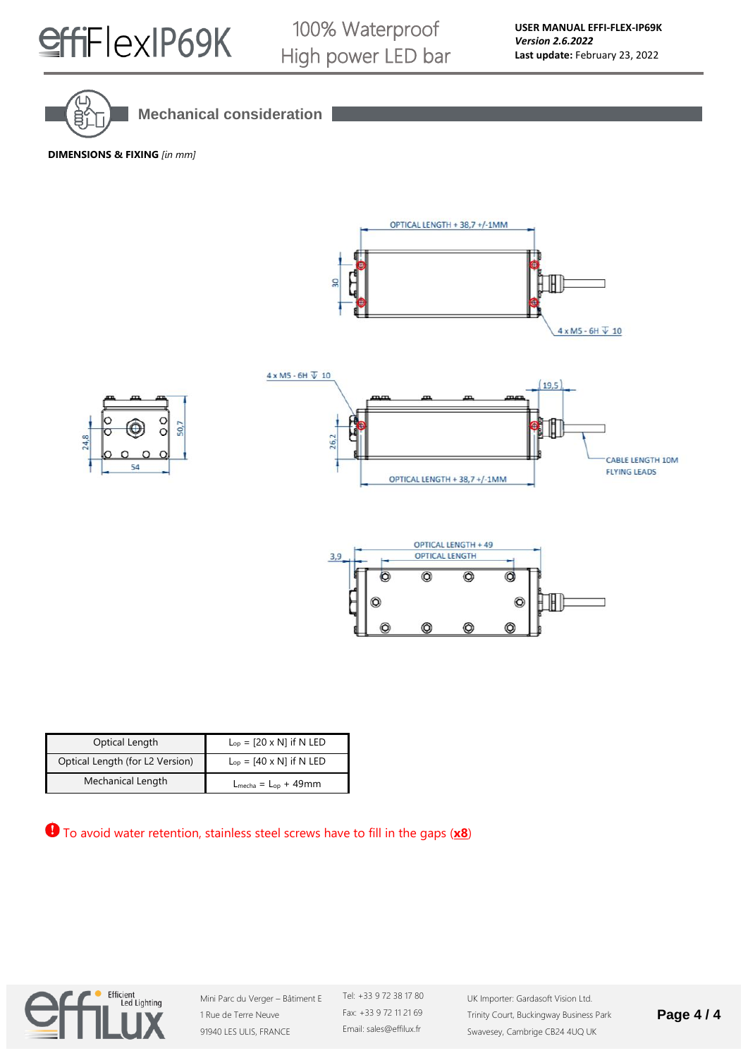## Mechanical consideration

**DIMENSIONS & FIXING** *[in mm]*

OPTICAL LENGTH + 38,7 +/-1MM

30

4 x M5 - 6H ↧ 10

4 x M5 - 6H ↧ 10

19,5

24,8

50,7

54

26,2

CABLE LENGTH 10M
FLYING LEADS

OPTICAL LENGTH + 38,7 +/-1MM

OPTICAL LENGTH + 49

3,9

OPTICAL LENGTH

| Optical Length | $L_{op}$ = [20 x N] if N LED |
|---|---|
| Optical Length (for L2 Version) | $L_{op}$ = [40 x N] if N LED |
| Mechanical Length | $L_{mecha}$ = $L_{op}$ + 49mm |

❗ To avoid water retention, stainless steel screws have to fill in the gaps (**x8**)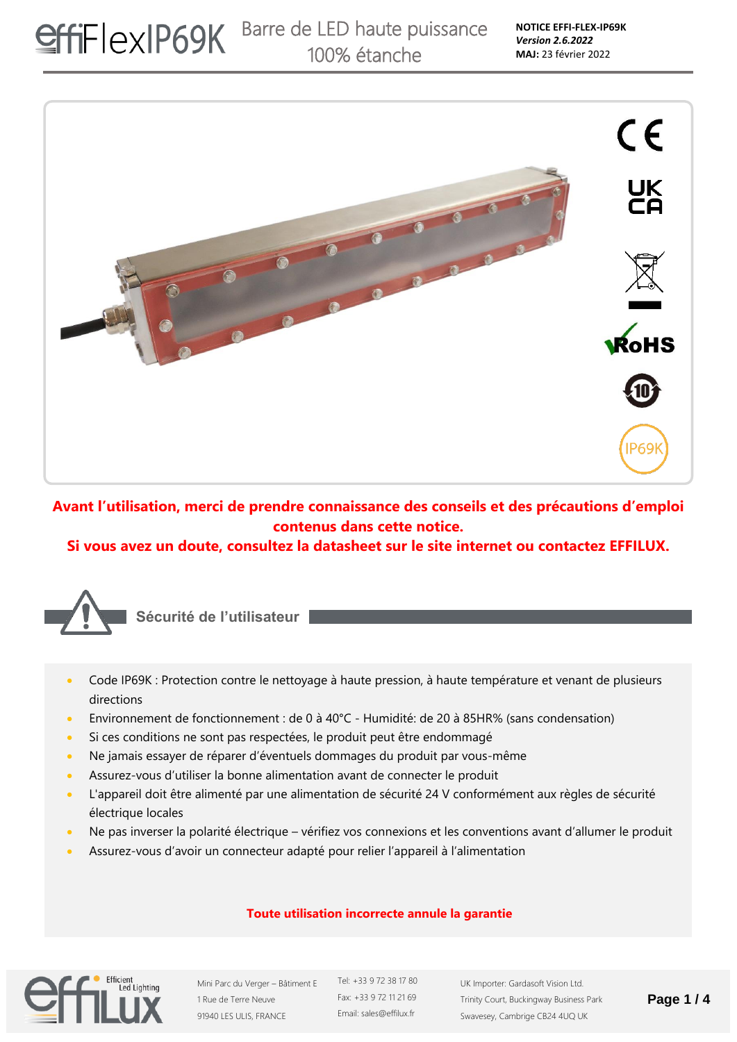# effiFlexIP69K

Barre de LED haute puissance 100% étanche

**NOTICE EFFI-FLEX-IP69K**
***Version 2.6.2022***
**MAJ:** 23 février 2022

**Avant l'utilisation, merci de prendre connaissance des conseils et des précautions d'emploi contenus dans cette notice.**
**Si vous avez un doute, consultez la datasheet sur le site internet ou contactez EFFILUX.**

## Sécurité de l'utilisateur

- Code IP69K : Protection contre le nettoyage à haute pression, à haute température et venant de plusieurs directions
- Environnement de fonctionnement : de 0 à 40°C - Humidité: de 20 à 85HR% (sans condensation)
- Si ces conditions ne sont pas respectées, le produit peut être endommagé
- Ne jamais essayer de réparer d'éventuels dommages du produit par vous-même
- Assurez-vous d'utiliser la bonne alimentation avant de connecter le produit
- L'appareil doit être alimenté par une alimentation de sécurité 24 V conformément aux règles de sécurité électrique locales
- Ne pas inverser la polarité électrique – vérifiez vos connexions et les conventions avant d'allumer le produit
- Assurez-vous d'avoir un connecteur adapté pour relier l'appareil à l'alimentation

**Toute utilisation incorrecte annule la garantie**

Mini Parc du Verger – Bâtiment E
1 Rue de Terre Neuve
91940 LES ULIS, FRANCE

Tel: +33 9 72 38 17 80
Fax: +33 9 72 11 21 69
Email: sales@effilux.fr

UK Importer: Gardasoft Vision Ltd.
Trinity Court, Buckingway Business Park
Swavesey, Cambrige CB24 4UQ UK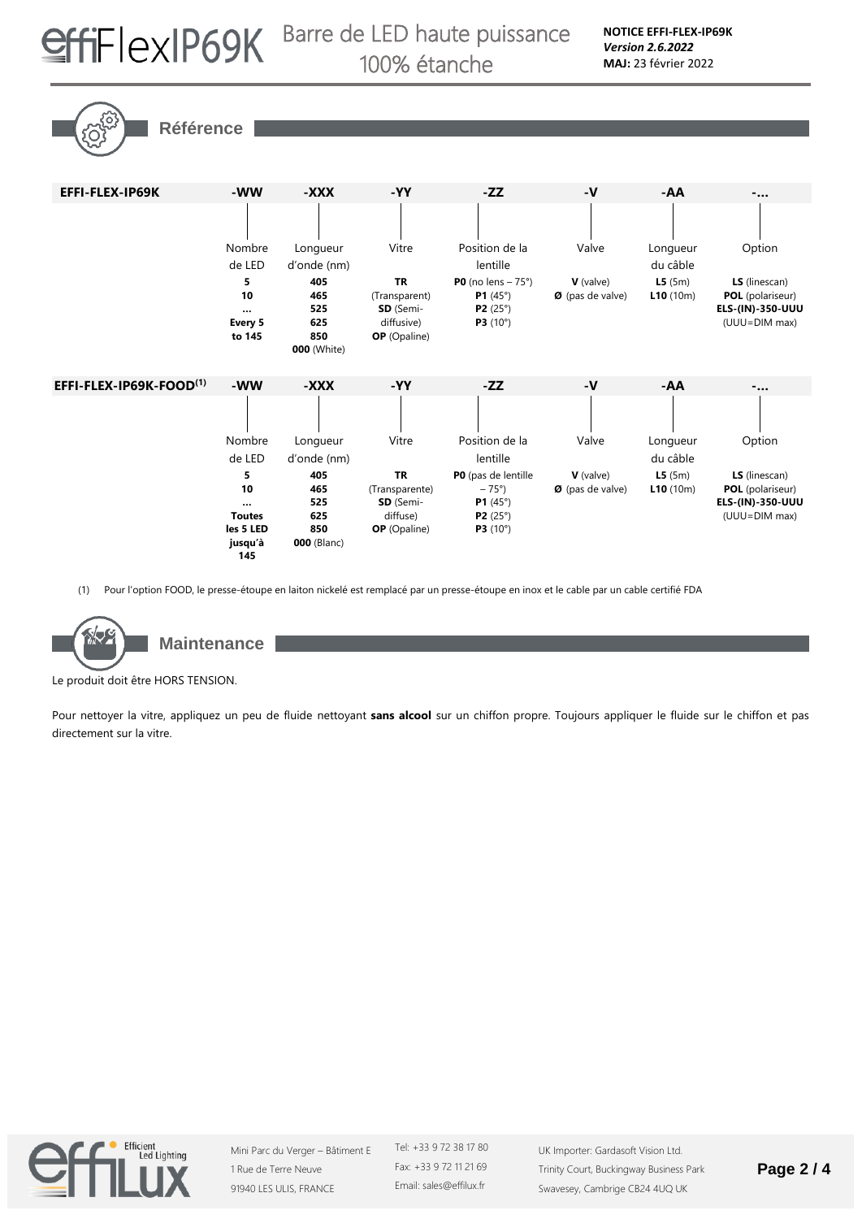## Référence

| EFFI-FLEX-IP69K | -WW | -XXX | -YY | -ZZ | -V | -AA | -... |
|---|---|---|---|---|---|---|---|
| | Nombre de LED | Longueur d'onde (nm) | Vitre | Position de la lentille | Valve | Longueur du câble | Option |
| | **5**<br>**10**<br>**...**<br>**Every 5 to 145** | **405**<br>**465**<br>**525**<br>**625**<br>**850**<br>**000** (White) | **TR** (Transparent)<br>**SD** (Semi-diffusive)<br>**OP** (Opaline) | **P0** (no lens – 75°)<br>**P1** (45°)<br>**P2** (25°)<br>**P3** (10°) | **V** (valve)<br>**Ø** (pas de valve) | **L5** (5m)<br>**L10** (10m) | **LS** (linescan)<br>**POL** (polariseur)<br>**ELS-(IN)-350-UUU** (UUU=DIM max) |

| EFFI-FLEX-IP69K-FOOD[1] | -WW | -XXX | -YY | -ZZ | -V | -AA | -... |
|---|---|---|---|---|---|---|---|
| | Nombre de LED | Longueur d'onde (nm) | Vitre | Position de la lentille | Valve | Longueur du câble | Option |
| | **5**<br>**10**<br>**...**<br>**Toutes les 5 LED jusqu'à 145** | **405**<br>**465**<br>**525**<br>**625**<br>**850**<br>**000** (Blanc) | **TR** (Transparente)<br>**SD** (Semi-diffuse)<br>**OP** (Opaline) | **P0** (pas de lentille – 75°)<br>**P1** (45°)<br>**P2** (25°)<br>**P3** (10°) | **V** (valve)<br>**Ø** (pas de valve) | **L5** (5m)<br>**L10** (10m) | **LS** (linescan)<br>**POL** (polariseur)<br>**ELS-(IN)-350-UUU** (UUU=DIM max) |

(1) Pour l'option FOOD, le presse-étoupe en laiton nickelé est remplacé par un presse-étoupe en inox et le cable par un cable certifié FDA

## Maintenance

Le produit doit être HORS TENSION.

Pour nettoyer la vitre, appliquez un peu de fluide nettoyant **sans alcool** sur un chiffon propre. Toujours appliquer le fluide sur le chiffon et pas directement sur la vitre.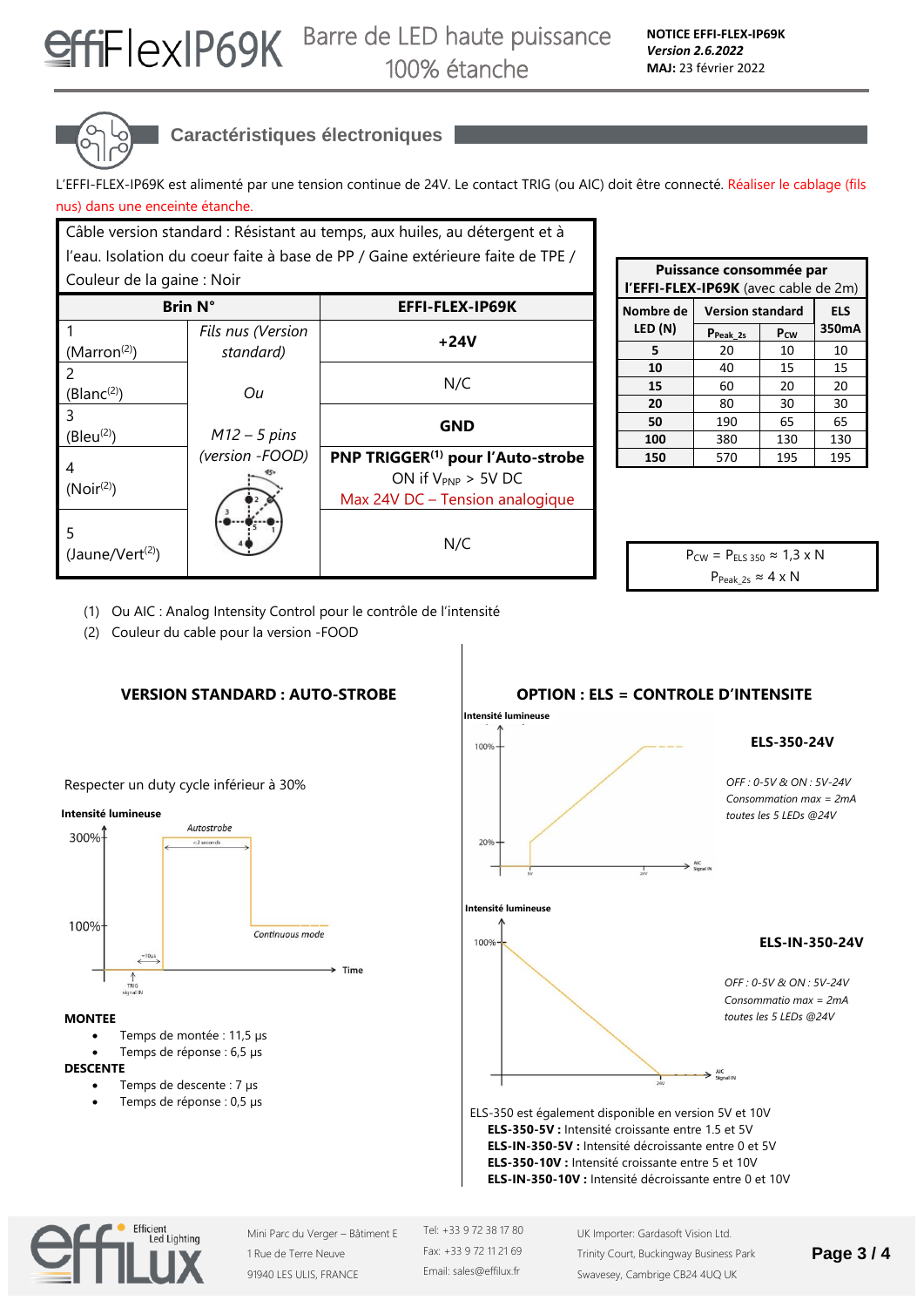## Caractéristiques électroniques

L'EFFI-FLEX-IP69K est alimenté par une tension continue de 24V. Le contact TRIG (ou AIC) doit être connecté. Réaliser le cablage (fils nus) dans une enceinte étanche.

Câble version standard : Résistant au temps, aux huiles, au détergent et à l'eau. Isolation du coeur faite à base de PP / Gaine extérieure faite de TPE / Couleur de la gaine : Noir

| Brin N° | | EFFI-FLEX-IP69K |
|---|---|---|
| 1 (Marron[2]) | *Fils nus (Version standard)* | **+24V** |
| 2 (Blanc[2]) | *Ou* | N/C |
| 3 (Bleu[2]) | *M12 – 5 pins (version -FOOD)* | **GND** |
| 4 (Noir[2]) | | **PNP TRIGGER[1] pour l'Auto-strobe** ON if $V_{PNP}$ > 5V DC Max 24V DC – Tension analogique |
| 5 (Jaune/Vert[2]) | | N/C |

(1) Ou AIC : Analog Intensity Control pour le contrôle de l'intensité
(2) Couleur du cable pour la version -FOOD

| Puissance consommée par l'EFFI-FLEX-IP69K (avec cable de 2m) | | | |
|---|---|---|---|
| Nombre de LED (N) | Version standard | | ELS 350mA |
| | $P_{Peak\_2s}$ | $P_{CW}$ | |
| 5 | 20 | 10 | 10 |
| 10 | 40 | 15 | 15 |
| 15 | 60 | 20 | 20 |
| 20 | 80 | 30 | 30 |
| 50 | 190 | 65 | 65 |
| 100 | 380 | 130 | 130 |
| 150 | 570 | 195 | 195 |

$P_{CW} = P_{ELS\ 350} \approx 1{,}3 \times N$

$P_{Peak\_2s} \approx 4 \times N$

### VERSION STANDARD : AUTO-STROBE

Respecter un duty cycle inférieur à 30%

**MONTEE**

- Temps de montée : 11,5 µs
- Temps de réponse : 6,5 µs

**DESCENTE**

- Temps de descente : 7 µs
- Temps de réponse : 0,5 µs

### OPTION : ELS = CONTROLE D'INTENSITE

**ELS-350-24V**

*OFF : 0-5V & ON : 5V-24V*
*Consommation max = 2mA*
*toutes les 5 LEDs @24V*

**ELS-IN-350-24V**

*OFF : 0-5V & ON : 5V-24V*
*Consommatio max = 2mA*
*toutes les 5 LEDs @24V*

ELS-350 est également disponible en version 5V et 10V
**ELS-350-5V :** Intensité croissante entre 1.5 et 5V
**ELS-IN-350-5V :** Intensité décroissante entre 0 et 5V
**ELS-350-10V :** Intensité croissante entre 5 et 10V
**ELS-IN-350-10V :** Intensité décroissante entre 0 et 10V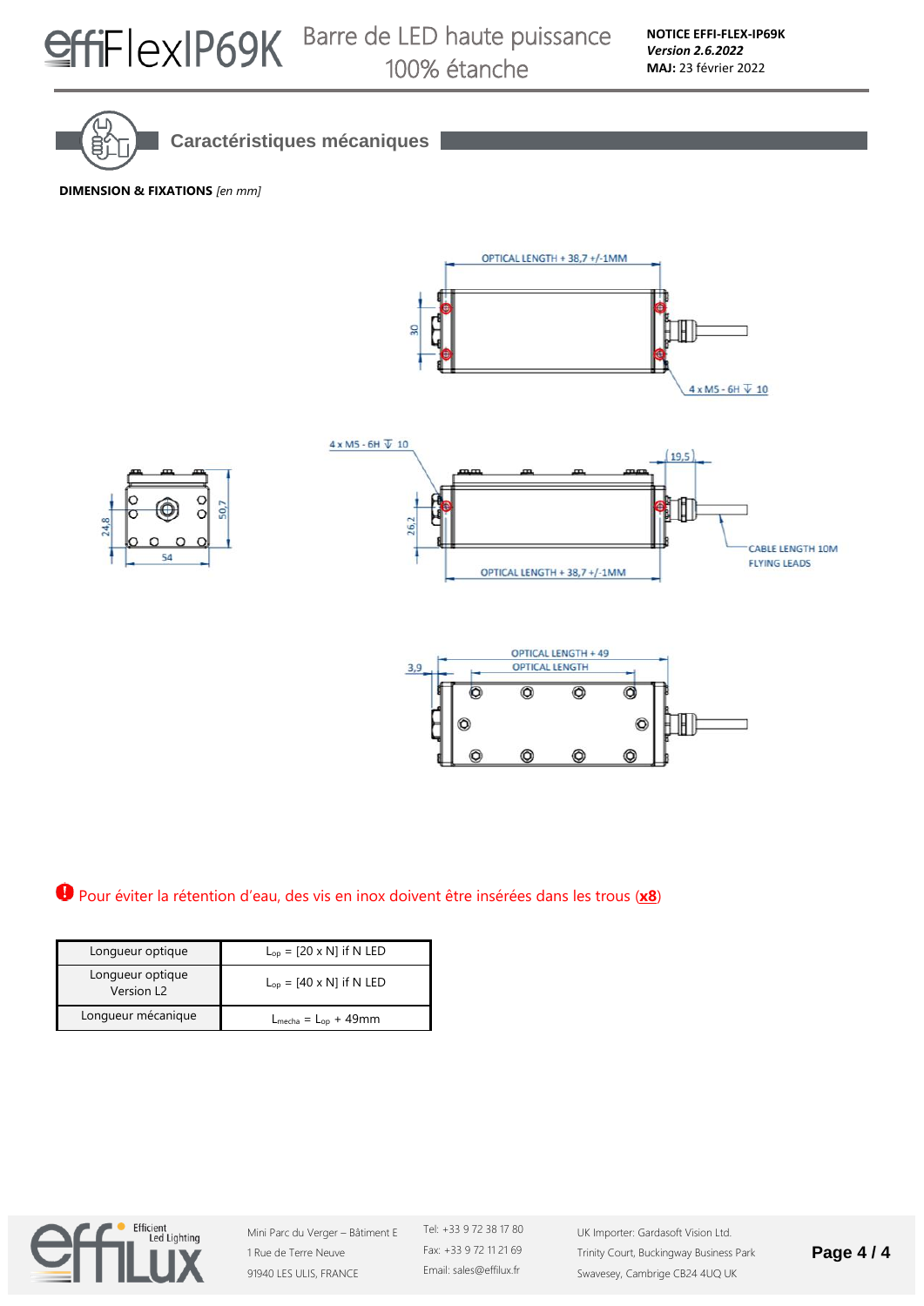## Caractéristiques mécaniques

**DIMENSION & FIXATIONS** *[en mm]*

OPTICAL LENGTH + 38,7 +/-1MM

30

4 x M5 - 6H ↧ 10

4 x M5 - 6H ↧ 10

19,5

24,8

50,7

54

26,2

CABLE LENGTH 10M
FLYING LEADS

OPTICAL LENGTH + 38,7 +/-1MM

OPTICAL LENGTH + 49

OPTICAL LENGTH

3,9

❗ Pour éviter la rétention d'eau, des vis en inox doivent être insérées dans les trous (**x8**)

| | |
|---|---|
| Longueur optique | $L_{op}$ = [20 x N] if N LED |
| Longueur optique Version L2 | $L_{op}$ = [40 x N] if N LED |
| Longueur mécanique | $L_{mecha}$ = $L_{op}$ + 49mm |

Mini Parc du Verger – Bâtiment E
1 Rue de Terre Neuve
91940 LES ULIS, FRANCE

Tel: +33 9 72 38 17 80
Fax: +33 9 72 11 21 69
Email: sales@effilux.fr

UK Importer: Gardasoft Vision Ltd.
Trinity Court, Buckingway Business Park
Swavesey, Cambrige CB24 4UQ UK